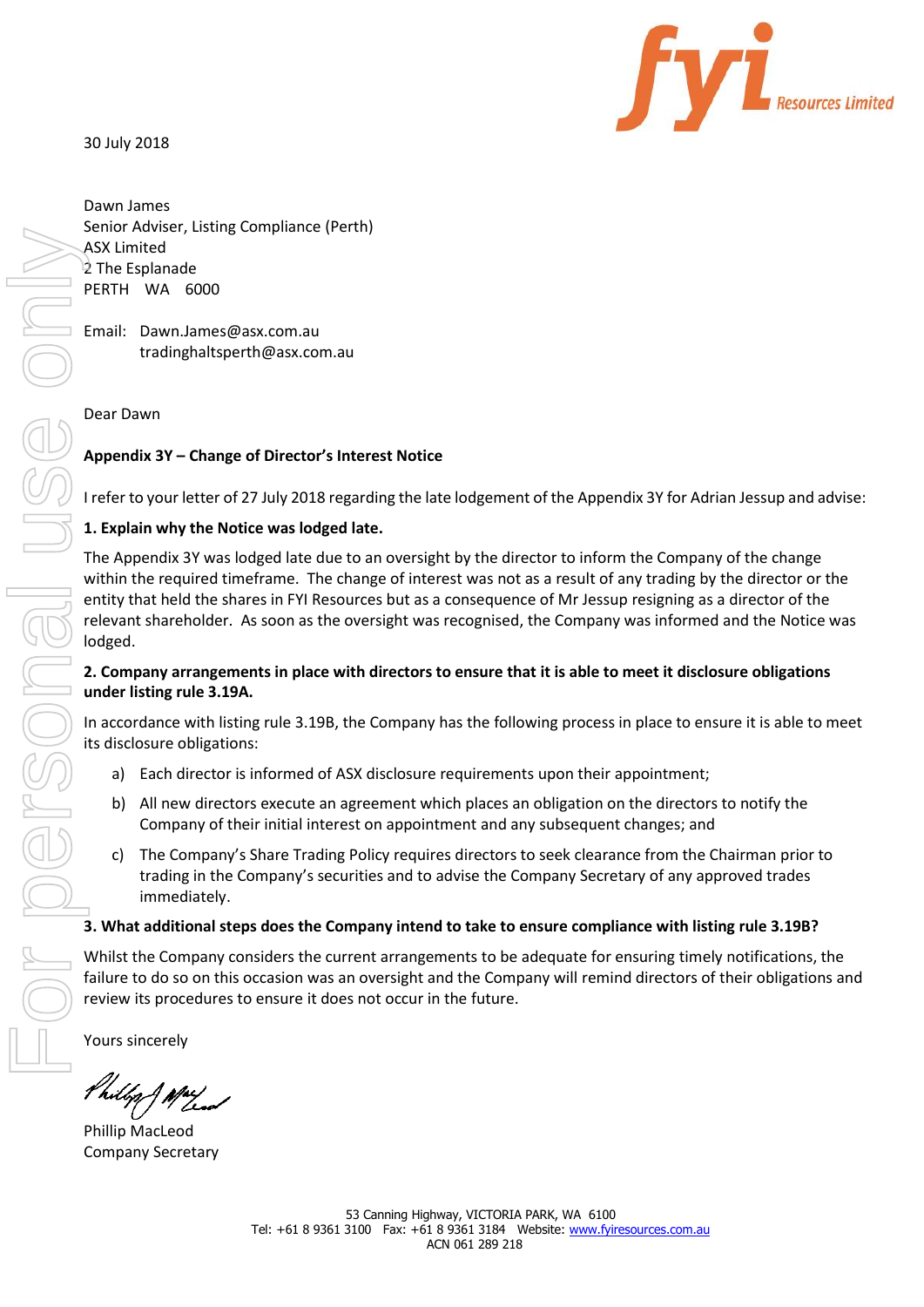30 July 2018

Dawn James
Senior Adviser, Listing Compliance (Perth)
ASX Limited
2 The Esplanade
PERTH WA 6000

Email: Dawn.James@asx.com.au
tradinghaltsperth@asx.com.au

Dear Dawn

**Appendix 3Y – Change of Director's Interest Notice**

I refer to your letter of 27 July 2018 regarding the late lodgement of the Appendix 3Y for Adrian Jessup and advise:

**1. Explain why the Notice was lodged late.**

The Appendix 3Y was lodged late due to an oversight by the director to inform the Company of the change within the required timeframe. The change of interest was not as a result of any trading by the director or the entity that held the shares in FYI Resources but as a consequence of Mr Jessup resigning as a director of the relevant shareholder. As soon as the oversight was recognised, the Company was informed and the Notice was lodged.

**2. Company arrangements in place with directors to ensure that it is able to meet it disclosure obligations under listing rule 3.19A.**

In accordance with listing rule 3.19B, the Company has the following process in place to ensure it is able to meet its disclosure obligations:

a) Each director is informed of ASX disclosure requirements upon their appointment;

b) All new directors execute an agreement which places an obligation on the directors to notify the Company of their initial interest on appointment and any subsequent changes; and

c) The Company's Share Trading Policy requires directors to seek clearance from the Chairman prior to trading in the Company's securities and to advise the Company Secretary of any approved trades immediately.

**3. What additional steps does the Company intend to take to ensure compliance with listing rule 3.19B?**

Whilst the Company considers the current arrangements to be adequate for ensuring timely notifications, the failure to do so on this occasion was an oversight and the Company will remind directors of their obligations and review its procedures to ensure it does not occur in the future.

Yours sincerely

Phillip MacLeod
Company Secretary

53 Canning Highway, VICTORIA PARK, WA 6100
Tel: +61 8 9361 3100 Fax: +61 8 9361 3184 Website: www.fyiresources.com.au
ACN 061 289 218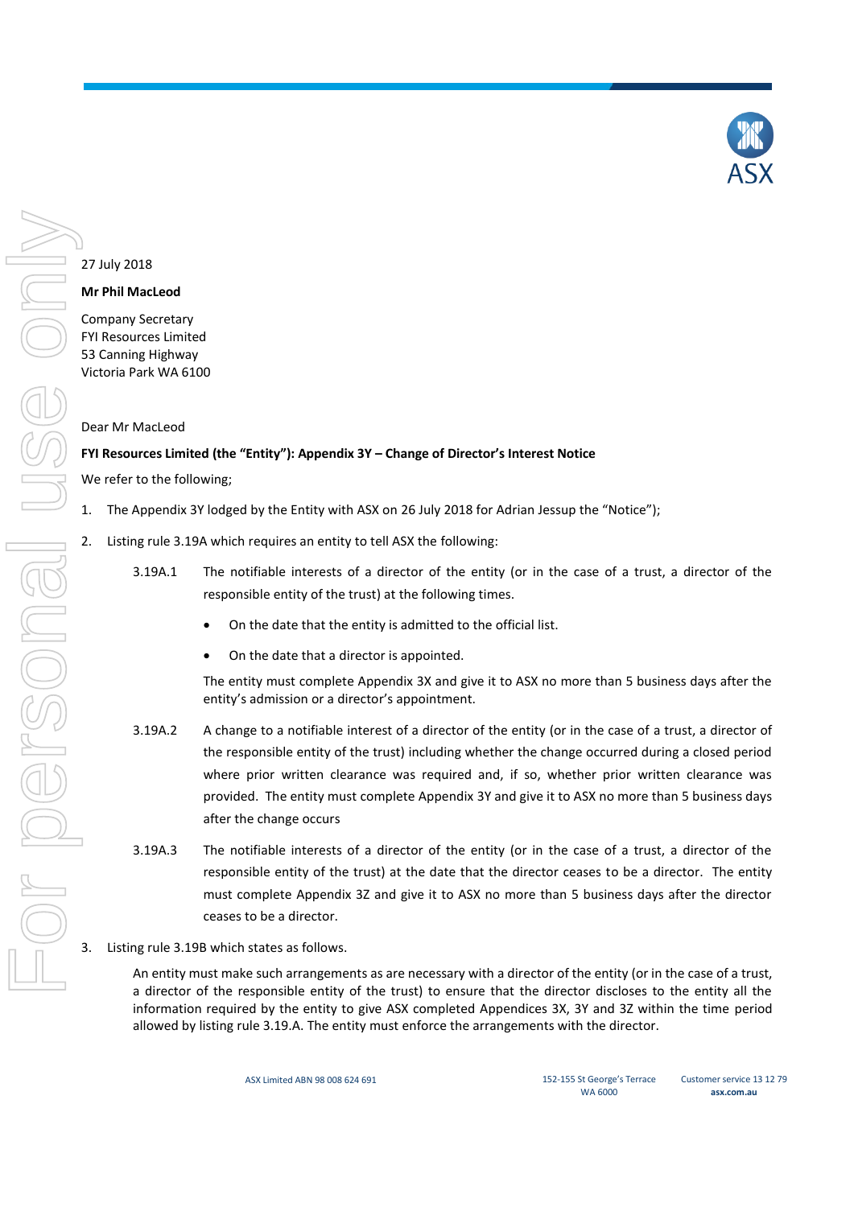27 July 2018

**Mr Phil MacLeod**

Company Secretary
FYI Resources Limited
53 Canning Highway
Victoria Park WA 6100

Dear Mr MacLeod

**FYI Resources Limited (the "Entity"): Appendix 3Y – Change of Director's Interest Notice**

We refer to the following;

1. The Appendix 3Y lodged by the Entity with ASX on 26 July 2018 for Adrian Jessup the "Notice");

2. Listing rule 3.19A which requires an entity to tell ASX the following:

   3.19A.1 The notifiable interests of a director of the entity (or in the case of a trust, a director of the responsible entity of the trust) at the following times.

   - On the date that the entity is admitted to the official list.
   - On the date that a director is appointed.

   The entity must complete Appendix 3X and give it to ASX no more than 5 business days after the entity's admission or a director's appointment.

   3.19A.2 A change to a notifiable interest of a director of the entity (or in the case of a trust, a director of the responsible entity of the trust) including whether the change occurred during a closed period where prior written clearance was required and, if so, whether prior written clearance was provided. The entity must complete Appendix 3Y and give it to ASX no more than 5 business days after the change occurs

   3.19A.3 The notifiable interests of a director of the entity (or in the case of a trust, a director of the responsible entity of the trust) at the date that the director ceases to be a director. The entity must complete Appendix 3Z and give it to ASX no more than 5 business days after the director ceases to be a director.

3. Listing rule 3.19B which states as follows.

   An entity must make such arrangements as are necessary with a director of the entity (or in the case of a trust, a director of the responsible entity of the trust) to ensure that the director discloses to the entity all the information required by the entity to give ASX completed Appendices 3X, 3Y and 3Z within the time period allowed by listing rule 3.19.A. The entity must enforce the arrangements with the director.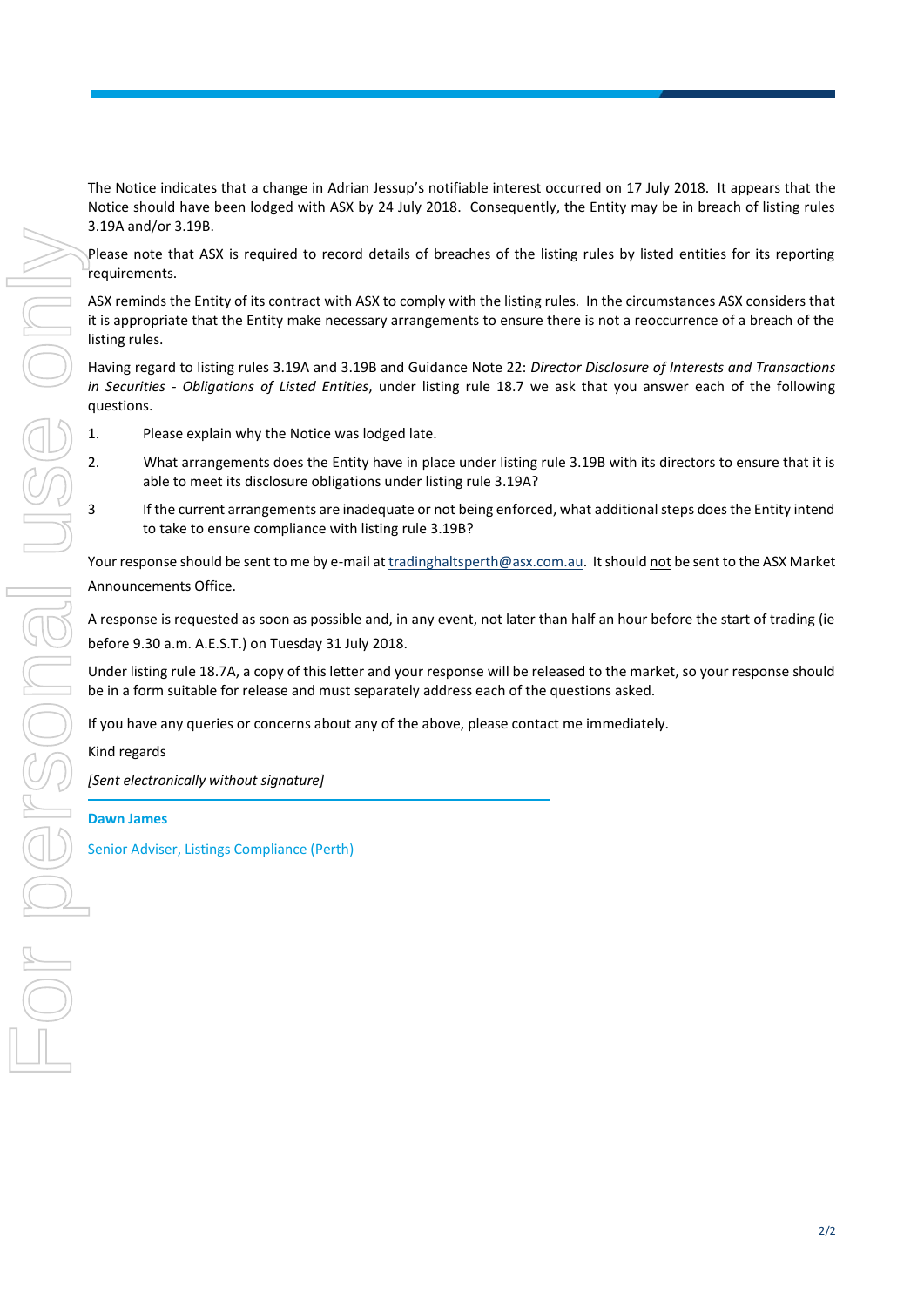The Notice indicates that a change in Adrian Jessup's notifiable interest occurred on 17 July 2018. It appears that the Notice should have been lodged with ASX by 24 July 2018. Consequently, the Entity may be in breach of listing rules 3.19A and/or 3.19B.

Please note that ASX is required to record details of breaches of the listing rules by listed entities for its reporting requirements.

ASX reminds the Entity of its contract with ASX to comply with the listing rules. In the circumstances ASX considers that it is appropriate that the Entity make necessary arrangements to ensure there is not a reoccurrence of a breach of the listing rules.

Having regard to listing rules 3.19A and 3.19B and Guidance Note 22: *Director Disclosure of Interests and Transactions in Securities - Obligations of Listed Entities*, under listing rule 18.7 we ask that you answer each of the following questions.

1. Please explain why the Notice was lodged late.
2. What arrangements does the Entity have in place under listing rule 3.19B with its directors to ensure that it is able to meet its disclosure obligations under listing rule 3.19A?
3. If the current arrangements are inadequate or not being enforced, what additional steps does the Entity intend to take to ensure compliance with listing rule 3.19B?

Your response should be sent to me by e-mail at tradinghaltsperth@asx.com.au. It should not be sent to the ASX Market Announcements Office.

A response is requested as soon as possible and, in any event, not later than half an hour before the start of trading (ie before 9.30 a.m. A.E.S.T.) on Tuesday 31 July 2018.

Under listing rule 18.7A, a copy of this letter and your response will be released to the market, so your response should be in a form suitable for release and must separately address each of the questions asked.

If you have any queries or concerns about any of the above, please contact me immediately.

Kind regards

*[Sent electronically without signature]*

**Dawn James**

Senior Adviser, Listings Compliance (Perth)